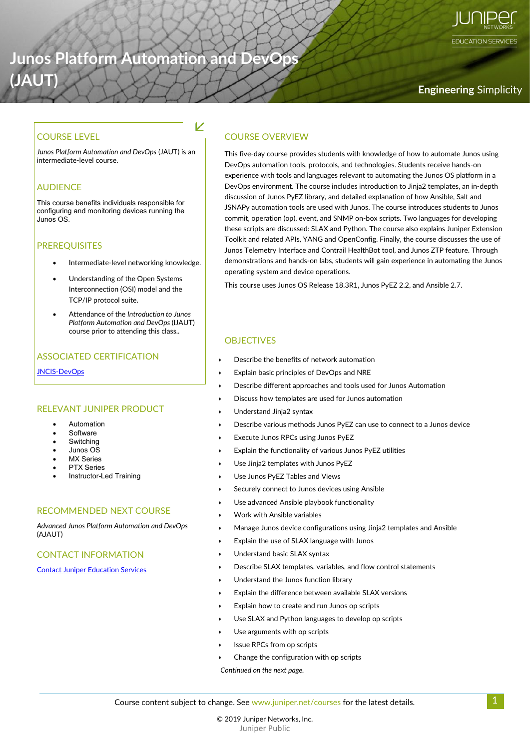# Junos Platform Automation and DevOps (JAUT)

Engineering Simplicity

## COURSE LEVEL

*Junos Platform Automation and DevOps* (JAUT) is an intermediate-level course.

## AUDIENCE

This course benefits individuals responsible for configuring and monitoring devices running the Junos OS.

## PREREQUISITES

- Intermediate-level networking knowledge.
- Understanding of the Open Systems Interconnection (OSI) model and the TCP/IP protocol suite.
- Attendance of the *Introduction to Junos Platform Automation and DevOps* (IJAUT) course prior to attending this class..

## ASSOCIATED CERTIFICATION

JNCIS-DevOps

## RELEVANT JUNIPER PRODUCT

- Automation
- Software
- Switching
- Junos OS
- MX Series
- PTX Series
- Instructor-Led Training

## RECOMMENDED NEXT COURSE

*Advanced Junos Platform Automation and DevOps* (AJAUT)

## CONTACT INFORMATION

Contact Juniper Education Services

## COURSE OVERVIEW

This five-day course provides students with knowledge of how to automate Junos using DevOps automation tools, protocols, and technologies. Students receive hands-on experience with tools and languages relevant to automating the Junos OS platform in a DevOps environment. The course includes introduction to Jinja2 templates, an in-depth discussion of Junos PyEZ library, and detailed explanation of how Ansible, Salt and JSNAPy automation tools are used with Junos. The course introduces students to Junos commit, operation (op), event, and SNMP on-box scripts. Two languages for developing these scripts are discussed: SLAX and Python. The course also explains Juniper Extension Toolkit and related APIs, YANG and OpenConfig. Finally, the course discusses the use of Junos Telemetry Interface and Contrail HealthBot tool, and Junos ZTP feature. Through demonstrations and hands-on labs, students will gain experience in automating the Junos operating system and device operations.

This course uses Junos OS Release 18.3R1, Junos PyEZ 2.2, and Ansible 2.7.

## OBJECTIVES

- Describe the benefits of network automation
- Explain basic principles of DevOps and NRE
- Describe different approaches and tools used for Junos Automation
- Discuss how templates are used for Junos automation
- Understand Jinja2 syntax
- Describe various methods Junos PyEZ can use to connect to a Junos device
- Execute Junos RPCs using Junos PyEZ
- Explain the functionality of various Junos PyEZ utilities
- Use Jinja2 templates with Junos PyEZ
- Use Junos PyEZ Tables and Views
- Securely connect to Junos devices using Ansible
- Use advanced Ansible playbook functionality
- Work with Ansible variables
- Manage Junos device configurations using Jinja2 templates and Ansible
- Explain the use of SLAX language with Junos
- Understand basic SLAX syntax
- Describe SLAX templates, variables, and flow control statements
- Understand the Junos function library
- Explain the difference between available SLAX versions
- Explain how to create and run Junos op scripts
- Use SLAX and Python languages to develop op scripts
- Use arguments with op scripts
- Issue RPCs from op scripts
- Change the configuration with op scripts

*Continued on the next page.*

Course content subject to change. See www.juniper.net/courses for the latest details.

© 2019 Juniper Networks, Inc.
Juniper Public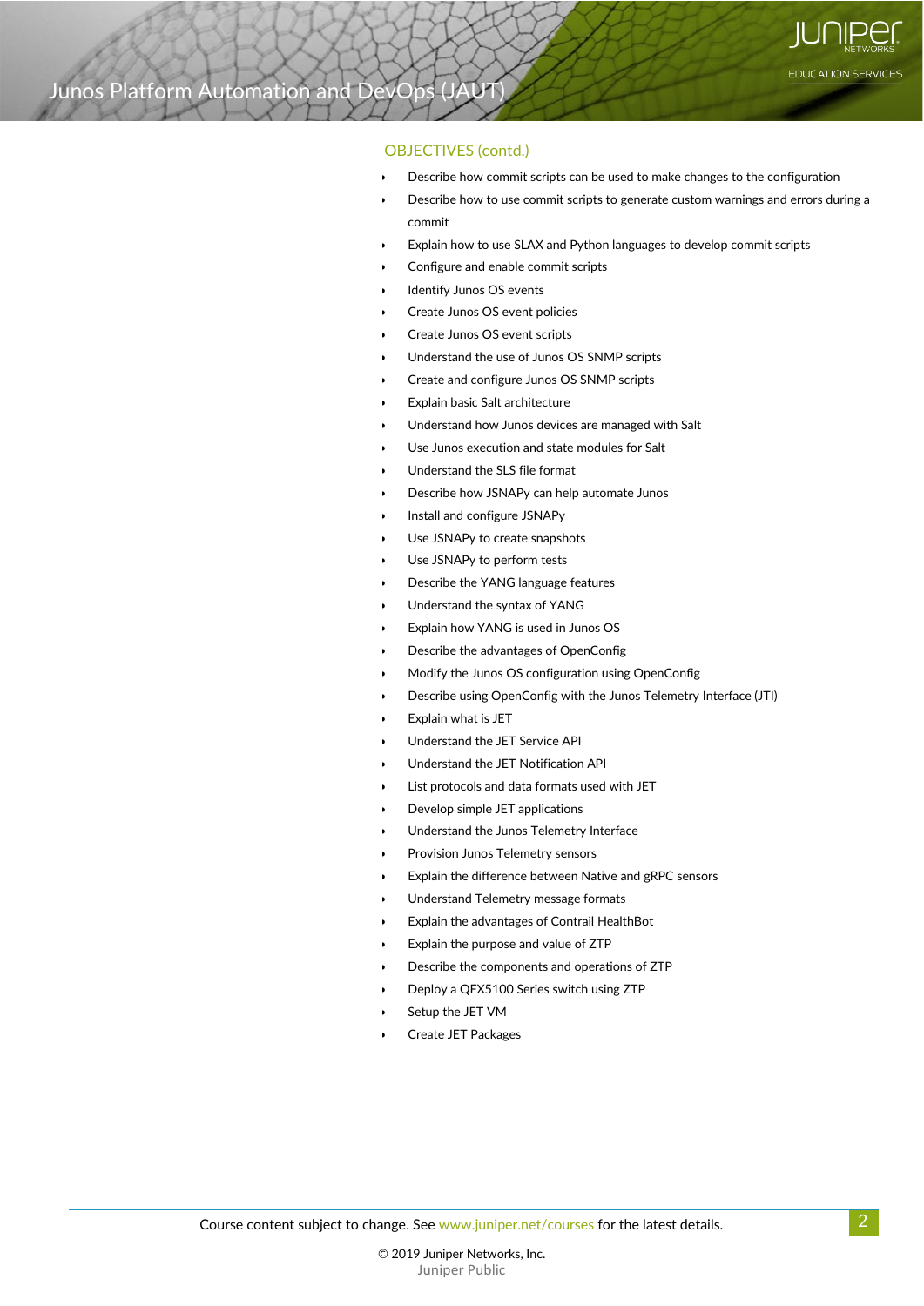## OBJECTIVES (contd.)

- Describe how commit scripts can be used to make changes to the configuration
- Describe how to use commit scripts to generate custom warnings and errors during a commit
- Explain how to use SLAX and Python languages to develop commit scripts
- Configure and enable commit scripts
- Identify Junos OS events
- Create Junos OS event policies
- Create Junos OS event scripts
- Understand the use of Junos OS SNMP scripts
- Create and configure Junos OS SNMP scripts
- Explain basic Salt architecture
- Understand how Junos devices are managed with Salt
- Use Junos execution and state modules for Salt
- Understand the SLS file format
- Describe how JSNAPy can help automate Junos
- Install and configure JSNAPy
- Use JSNAPy to create snapshots
- Use JSNAPy to perform tests
- Describe the YANG language features
- Understand the syntax of YANG
- Explain how YANG is used in Junos OS
- Describe the advantages of OpenConfig
- Modify the Junos OS configuration using OpenConfig
- Describe using OpenConfig with the Junos Telemetry Interface (JTI)
- Explain what is JET
- Understand the JET Service API
- Understand the JET Notification API
- List protocols and data formats used with JET
- Develop simple JET applications
- Understand the Junos Telemetry Interface
- Provision Junos Telemetry sensors
- Explain the difference between Native and gRPC sensors
- Understand Telemetry message formats
- Explain the advantages of Contrail HealthBot
- Explain the purpose and value of ZTP
- Describe the components and operations of ZTP
- Deploy a QFX5100 Series switch using ZTP
- Setup the JET VM
- Create JET Packages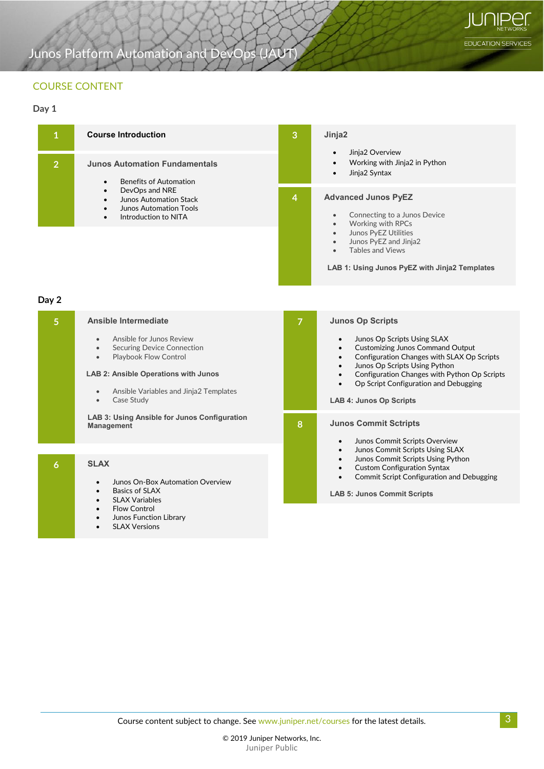## COURSE CONTENT

### Day 1

**1 Course Introduction**

**2 Junos Automation Fundamentals**

- Benefits of Automation
- DevOps and NRE
- Junos Automation Stack
- Junos Automation Tools
- Introduction to NITA

**3 Jinja2**

- Jinja2 Overview
- Working with Jinja2 in Python
- Jinja2 Syntax

**4 Advanced Junos PyEZ**

- Connecting to a Junos Device
- Working with RPCs
- Junos PyEZ Utilities
- Junos PyEZ and Jinja2
- Tables and Views

**LAB 1: Using Junos PyEZ with Jinja2 Templates**

### Day 2

**5 Ansible Intermediate**

- Ansible for Junos Review
- Securing Device Connection
- Playbook Flow Control

**LAB 2: Ansible Operations with Junos**

- Ansible Variables and Jinja2 Templates
- Case Study

**LAB 3: Using Ansible for Junos Configuration Management**

**6 SLAX**

- Junos On-Box Automation Overview
- Basics of SLAX
- SLAX Variables
- Flow Control
- Junos Function Library
- SLAX Versions

**7 Junos Op Scripts**

- Junos Op Scripts Using SLAX
- Customizing Junos Command Output
- Configuration Changes with SLAX Op Scripts
- Junos Op Scripts Using Python
- Configuration Changes with Python Op Scripts
- Op Script Configuration and Debugging

**LAB 4: Junos Op Scripts**

**8 Junos Commit Sctripts**

- Junos Commit Scripts Overview
- Junos Commit Scripts Using SLAX
- Junos Commit Scripts Using Python
- Custom Configuration Syntax
- Commit Script Configuration and Debugging

**LAB 5: Junos Commit Scripts**

Course content subject to change. See www.juniper.net/courses for the latest details.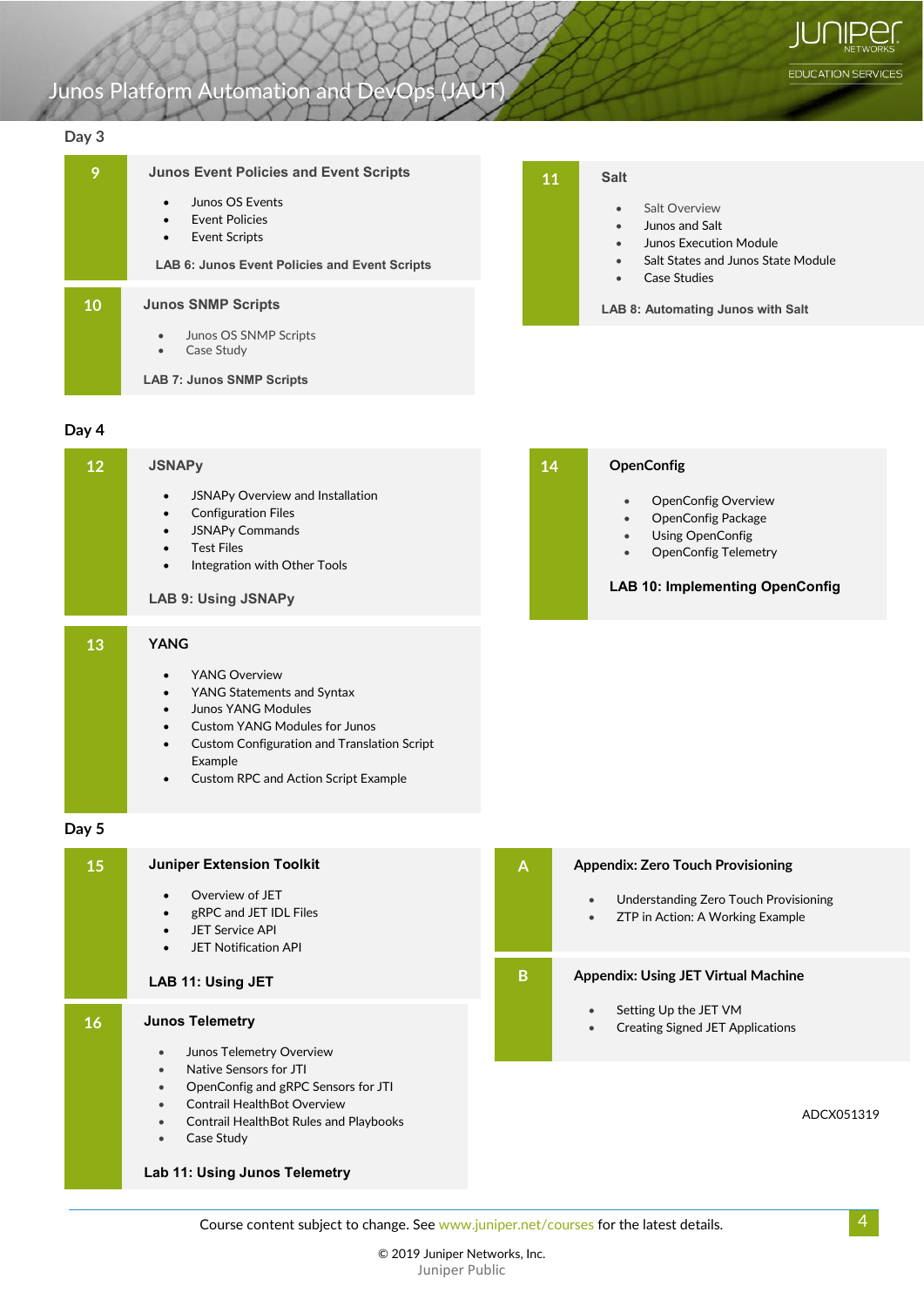## Day 3

### 9 Junos Event Policies and Event Scripts

- Junos OS Events
- Event Policies
- Event Scripts

**LAB 6: Junos Event Policies and Event Scripts**

### 10 Junos SNMP Scripts

- Junos OS SNMP Scripts
- Case Study

**LAB 7: Junos SNMP Scripts**

### 11 Salt

- Salt Overview
- Junos and Salt
- Junos Execution Module
- Salt States and Junos State Module
- Case Studies

**LAB 8: Automating Junos with Salt**

## Day 4

### 12 JSNAPy

- JSNAPy Overview and Installation
- Configuration Files
- JSNAPy Commands
- Test Files
- Integration with Other Tools

**LAB 9: Using JSNAPy**

### 13 YANG

- YANG Overview
- YANG Statements and Syntax
- Junos YANG Modules
- Custom YANG Modules for Junos
- Custom Configuration and Translation Script Example
- Custom RPC and Action Script Example

### 14 OpenConfig

- OpenConfig Overview
- OpenConfig Package
- Using OpenConfig
- OpenConfig Telemetry

**LAB 10: Implementing OpenConfig**

## Day 5

### 15 Juniper Extension Toolkit

- Overview of JET
- gRPC and JET IDL Files
- JET Service API
- JET Notification API

**LAB 11: Using JET**

### 16 Junos Telemetry

- Junos Telemetry Overview
- Native Sensors for JTI
- OpenConfig and gRPC Sensors for JTI
- Contrail HealthBot Overview
- Contrail HealthBot Rules and Playbooks
- Case Study

**Lab 11: Using Junos Telemetry**

### A Appendix: Zero Touch Provisioning

- Understanding Zero Touch Provisioning
- ZTP in Action: A Working Example

### B Appendix: Using JET Virtual Machine

- Setting Up the JET VM
- Creating Signed JET Applications

ADCX051319

Course content subject to change. See www.juniper.net/courses for the latest details.

© 2019 Juniper Networks, Inc.
Juniper Public